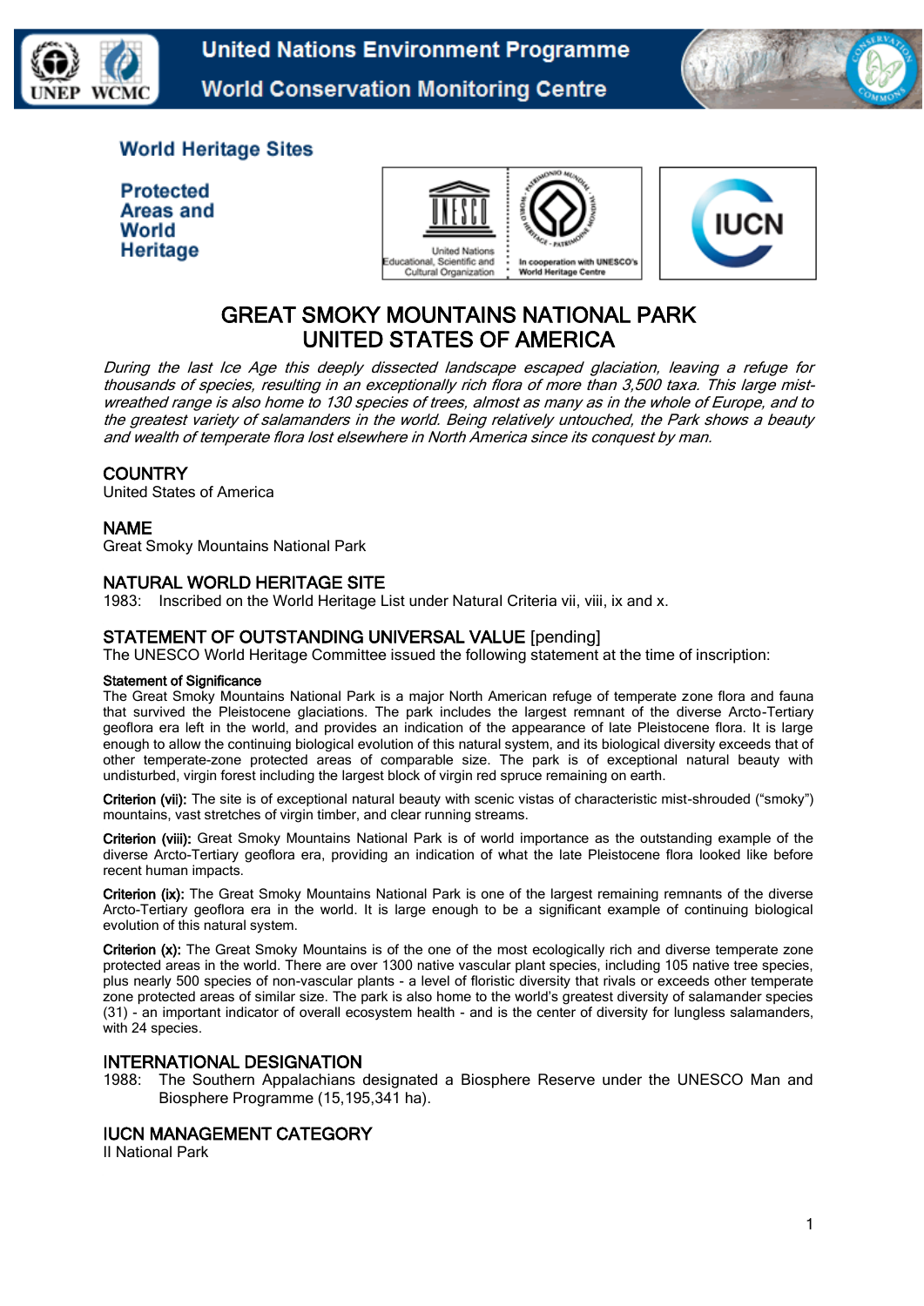United Nations Environment Programme
World Conservation Monitoring Centre

UNEP WCMC

World Heritage Sites

Protected Areas and World Heritage

# GREAT SMOKY MOUNTAINS NATIONAL PARK
# UNITED STATES OF AMERICA

*During the last Ice Age this deeply dissected landscape escaped glaciation, leaving a refuge for thousands of species, resulting in an exceptionally rich flora of more than 3,500 taxa. This large mist-wreathed range is also home to 130 species of trees, almost as many as in the whole of Europe, and to the greatest variety of salamanders in the world. Being relatively untouched, the Park shows a beauty and wealth of temperate flora lost elsewhere in North America since its conquest by man.*

## COUNTRY

United States of America

## NAME

Great Smoky Mountains National Park

## NATURAL WORLD HERITAGE SITE

1983: Inscribed on the World Heritage List under Natural Criteria vii, viii, ix and x.

## STATEMENT OF OUTSTANDING UNIVERSAL VALUE [pending]

The UNESCO World Heritage Committee issued the following statement at the time of inscription:

**Statement of Significance**

The Great Smoky Mountains National Park is a major North American refuge of temperate zone flora and fauna that survived the Pleistocene glaciations. The park includes the largest remnant of the diverse Arcto-Tertiary geoflora era left in the world, and provides an indication of the appearance of late Pleistocene flora. It is large enough to allow the continuing biological evolution of this natural system, and its biological diversity exceeds that of other temperate-zone protected areas of comparable size. The park is of exceptional natural beauty with undisturbed, virgin forest including the largest block of virgin red spruce remaining on earth.

**Criterion (vii):** The site is of exceptional natural beauty with scenic vistas of characteristic mist-shrouded ("smoky") mountains, vast stretches of virgin timber, and clear running streams.

**Criterion (viii):** Great Smoky Mountains National Park is of world importance as the outstanding example of the diverse Arcto-Tertiary geoflora era, providing an indication of what the late Pleistocene flora looked like before recent human impacts.

**Criterion (ix):** The Great Smoky Mountains National Park is one of the largest remaining remnants of the diverse Arcto-Tertiary geoflora era in the world. It is large enough to be a significant example of continuing biological evolution of this natural system.

**Criterion (x):** The Great Smoky Mountains is of the one of the most ecologically rich and diverse temperate zone protected areas in the world. There are over 1300 native vascular plant species, including 105 native tree species, plus nearly 500 species of non-vascular plants - a level of floristic diversity that rivals or exceeds other temperate zone protected areas of similar size. The park is also home to the world's greatest diversity of salamander species (31) - an important indicator of overall ecosystem health - and is the center of diversity for lungless salamanders, with 24 species.

## INTERNATIONAL DESIGNATION

1988: The Southern Appalachians designated a Biosphere Reserve under the UNESCO Man and Biosphere Programme (15,195,341 ha).

## IUCN MANAGEMENT CATEGORY

II National Park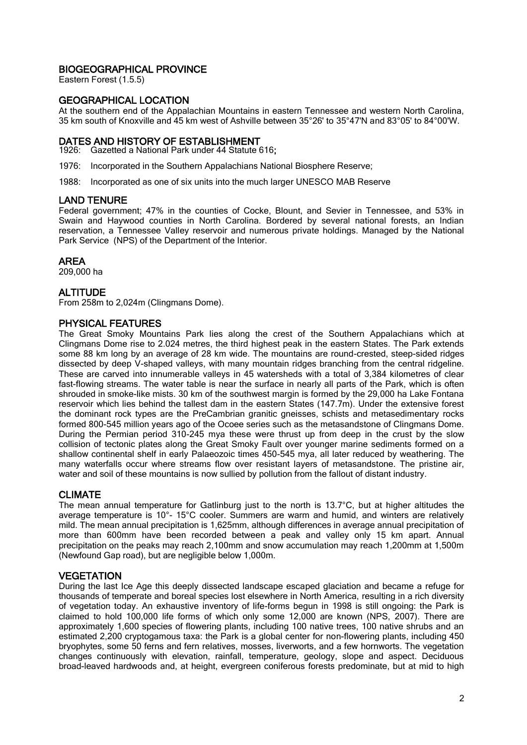## BIOGEOGRAPHICAL PROVINCE

Eastern Forest (1.5.5)

## GEOGRAPHICAL LOCATION

At the southern end of the Appalachian Mountains in eastern Tennessee and western North Carolina, 35 km south of Knoxville and 45 km west of Ashville between 35°26' to 35°47'N and 83°05' to 84°00'W.

## DATES AND HISTORY OF ESTABLISHMENT

1926: Gazetted a National Park under 44 Statute 616;

1976: Incorporated in the Southern Appalachians National Biosphere Reserve;

1988: Incorporated as one of six units into the much larger UNESCO MAB Reserve

## LAND TENURE

Federal government; 47% in the counties of Cocke, Blount, and Sevier in Tennessee, and 53% in Swain and Haywood counties in North Carolina. Bordered by several national forests, an Indian reservation, a Tennessee Valley reservoir and numerous private holdings. Managed by the National Park Service (NPS) of the Department of the Interior.

## AREA

209,000 ha

## ALTITUDE

From 258m to 2,024m (Clingmans Dome).

## PHYSICAL FEATURES

The Great Smoky Mountains Park lies along the crest of the Southern Appalachians which at Clingmans Dome rise to 2.024 metres, the third highest peak in the eastern States. The Park extends some 88 km long by an average of 28 km wide. The mountains are round-crested, steep-sided ridges dissected by deep V-shaped valleys, with many mountain ridges branching from the central ridgeline. These are carved into innumerable valleys in 45 watersheds with a total of 3,384 kilometres of clear fast-flowing streams. The water table is near the surface in nearly all parts of the Park, which is often shrouded in smoke-like mists. 30 km of the southwest margin is formed by the 29,000 ha Lake Fontana reservoir which lies behind the tallest dam in the eastern States (147.7m). Under the extensive forest the dominant rock types are the PreCambrian granitic gneisses, schists and metasedimentary rocks formed 800-545 million years ago of the Ocoee series such as the metasandstone of Clingmans Dome. During the Permian period 310-245 mya these were thrust up from deep in the crust by the slow collision of tectonic plates along the Great Smoky Fault over younger marine sediments formed on a shallow continental shelf in early Palaeozoic times 450-545 mya, all later reduced by weathering. The many waterfalls occur where streams flow over resistant layers of metasandstone. The pristine air, water and soil of these mountains is now sullied by pollution from the fallout of distant industry.

## CLIMATE

The mean annual temperature for Gatlinburg just to the north is 13.7°C, but at higher altitudes the average temperature is 10°- 15°C cooler. Summers are warm and humid, and winters are relatively mild. The mean annual precipitation is 1,625mm, although differences in average annual precipitation of more than 600mm have been recorded between a peak and valley only 15 km apart. Annual precipitation on the peaks may reach 2,100mm and snow accumulation may reach 1,200mm at 1,500m (Newfound Gap road), but are negligible below 1,000m.

## VEGETATION

During the last Ice Age this deeply dissected landscape escaped glaciation and became a refuge for thousands of temperate and boreal species lost elsewhere in North America, resulting in a rich diversity of vegetation today. An exhaustive inventory of life-forms begun in 1998 is still ongoing: the Park is claimed to hold 100,000 life forms of which only some 12,000 are known (NPS, 2007). There are approximately 1,600 species of flowering plants, including 100 native trees, 100 native shrubs and an estimated 2,200 cryptogamous taxa: the Park is a global center for non-flowering plants, including 450 bryophytes, some 50 ferns and fern relatives, mosses, liverworts, and a few hornworts. The vegetation changes continuously with elevation, rainfall, temperature, geology, slope and aspect. Deciduous broad-leaved hardwoods and, at height, evergreen coniferous forests predominate, but at mid to high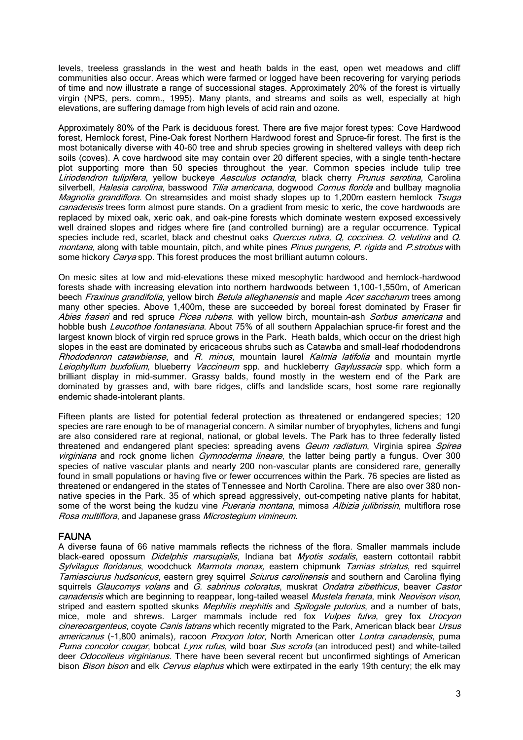levels, treeless grasslands in the west and heath balds in the east, open wet meadows and cliff communities also occur. Areas which were farmed or logged have been recovering for varying periods of time and now illustrate a range of successional stages. Approximately 20% of the forest is virtually virgin (NPS, pers. comm., 1995). Many plants, and streams and soils as well, especially at high elevations, are suffering damage from high levels of acid rain and ozone.

Approximately 80% of the Park is deciduous forest. There are five major forest types: Cove Hardwood forest, Hemlock forest, Pine-Oak forest Northern Hardwood forest and Spruce-fir forest. The first is the most botanically diverse with 40-60 tree and shrub species growing in sheltered valleys with deep rich soils (coves). A cove hardwood site may contain over 20 different species, with a single tenth-hectare plot supporting more than 50 species throughout the year. Common species include tulip tree *Liriodendron tulipifera*, yellow buckeye *Aesculus octandra,* black cherry *Prunus serotina,* Carolina silverbell, *Halesia carolina*, basswood *Tilia americana*, dogwood *Cornus florida* and bullbay magnolia *Magnolia grandiflora*. On streamsides and moist shady slopes up to 1,200m eastern hemlock *Tsuga canadensis* trees form almost pure stands. On a gradient from mesic to xeric, the cove hardwoods are replaced by mixed oak, xeric oak, and oak-pine forests which dominate western exposed excessively well drained slopes and ridges where fire (and controlled burning) are a regular occurrence. Typical species include red, scarlet, black and chestnut oaks *Quercus rubra, Q, coccinea. Q. velutina* and *Q. montana,* along with table mountain, pitch, and white pines *Pinus pungens, P. rigida* and *P.strobus* with some hickory *Carya* spp. This forest produces the most brilliant autumn colours.

On mesic sites at low and mid-elevations these mixed mesophytic hardwood and hemlock-hardwood forests shade with increasing elevation into northern hardwoods between 1,100-1,550m, of American beech *Fraxinus grandifolia*, yellow birch *Betula alleghanensis* and maple *Acer saccharum* trees among many other species. Above 1,400m, these are succeeded by boreal forest dominated by Fraser fir *Abies fraseri* and red spruce *Picea rubens.* with yellow birch, mountain-ash *Sorbus americana* and hobble bush *Leucothoe fontanesiana*. About 75% of all southern Appalachian spruce-fir forest and the largest known block of virgin red spruce grows in the Park. Heath balds, which occur on the driest high slopes in the east are dominated by ericaceous shrubs such as Catawba and small-leaf rhododendrons *Rhododenron catawbiense*, and *R. minus*, mountain laurel *Kalmia latifolia* and mountain myrtle *Leiophyllum buxfolium,* blueberry *Vaccineum* spp. and huckleberry *Gaylussacia* spp. which form a brilliant display in mid-summer. Grassy balds, found mostly in the western end of the Park are dominated by grasses and, with bare ridges, cliffs and landslide scars, host some rare regionally endemic shade-intolerant plants.

Fifteen plants are listed for potential federal protection as threatened or endangered species; 120 species are rare enough to be of managerial concern. A similar number of bryophytes, lichens and fungi are also considered rare at regional, national, or global levels. The Park has to three federally listed threatened and endangered plant species: spreading avens *Geum radiatum*, Virginia spirea *Spirea virginiana* and rock gnome lichen *Gymnoderma lineare*, the latter being partly a fungus. Over 300 species of native vascular plants and nearly 200 non-vascular plants are considered rare, generally found in small populations or having five or fewer occurrences within the Park. 76 species are listed as threatened or endangered in the states of Tennessee and North Carolina. There are also over 380 non-native species in the Park. 35 of which spread aggressively, out-competing native plants for habitat, some of the worst being the kudzu vine *Pueraria montana*, mimosa *Albizia julibrissin*, multiflora rose *Rosa multiflora*, and Japanese grass *Microstegium vimineum.*

## FAUNA

A diverse fauna of 66 native mammals reflects the richness of the flora. Smaller mammals include black-eared opossum *Didelphis marsupialis*, Indiana bat *Myotis sodalis*, eastern cottontail rabbit *Sylvilagus floridanus*, woodchuck *Marmota monax,* eastern chipmunk *Tamias striatus*, red squirrel *Tamiasciurus hudsonicus*, eastern grey squirrel *Sciurus carolinensis* and southern and Carolina flying squirrels *Glaucomys volans* and *G. sabrinus coloratus*, muskrat *Ondatra zibethicus*, beaver *Castor canadensis* which are beginning to reappear, long-tailed weasel *Mustela frenata*, mink *Neovison vison*, striped and eastern spotted skunks *Mephitis mephitis* and *Spilogale putorius*, and a number of bats, mice, mole and shrews. Larger mammals include red fox *Vulpes fulva*, grey fox *Urocyon cinereoargenteus*, coyote *Canis latrans* which recently migrated to the Park, American black bear *Ursus americanus* (~1,800 animals), racoon *Procyon lotor*, North American otter *Lontra canadensis*, puma *Puma concolor cougar*, bobcat *Lynx rufus*, wild boar *Sus scrofa* (an introduced pest) and white-tailed deer *Odocoileus virginianus*. There have been several recent but unconfirmed sightings of American bison *Bison bison* and elk *Cervus elaphus* which were extirpated in the early 19th century; the elk may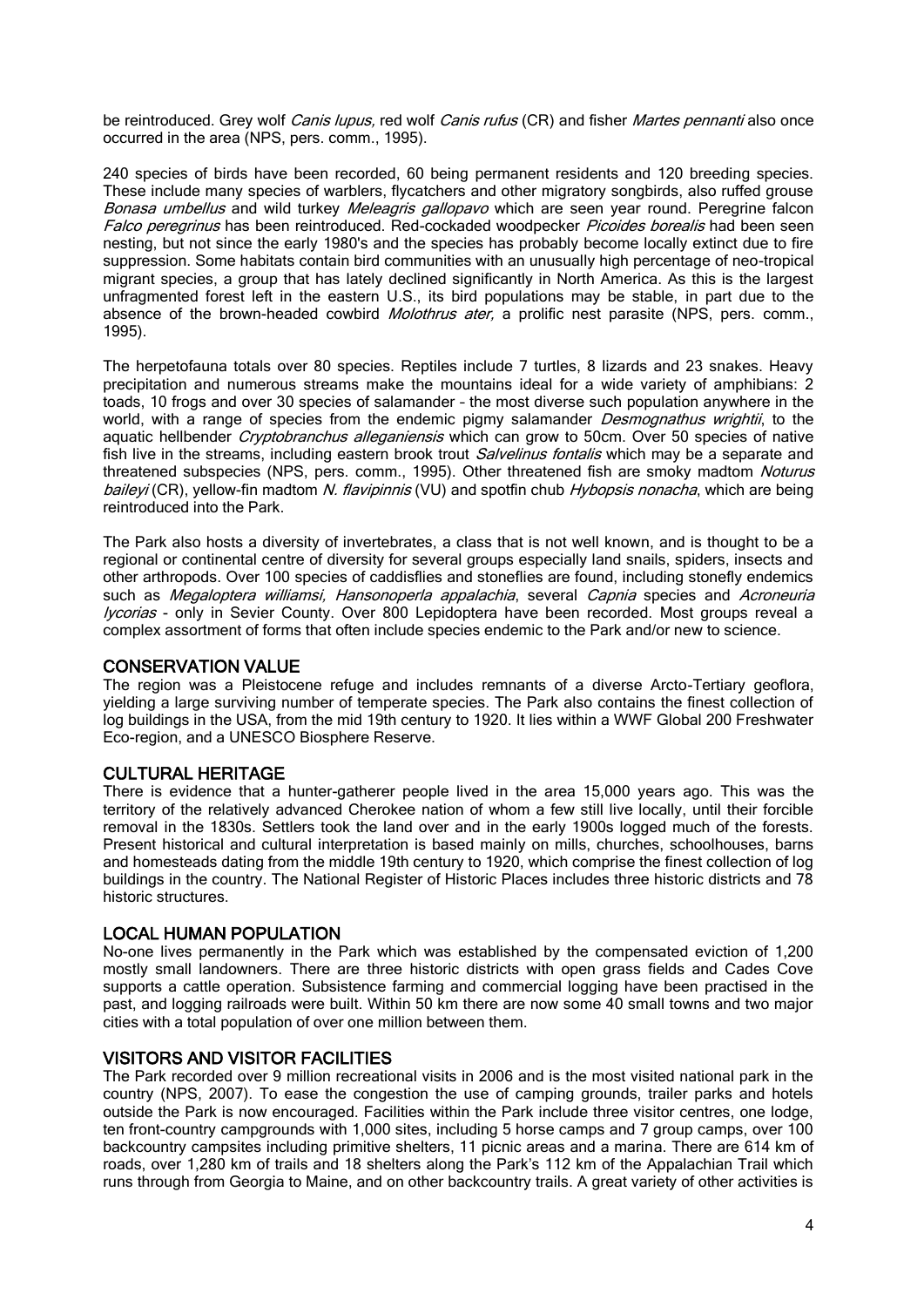be reintroduced. Grey wolf *Canis lupus,* red wolf *Canis rufus* (CR) and fisher *Martes pennanti* also once occurred in the area (NPS, pers. comm., 1995).

240 species of birds have been recorded, 60 being permanent residents and 120 breeding species. These include many species of warblers, flycatchers and other migratory songbirds, also ruffed grouse *Bonasa umbellus* and wild turkey *Meleagris gallopavo* which are seen year round. Peregrine falcon *Falco peregrinus* has been reintroduced. Red-cockaded woodpecker *Picoides borealis* had been seen nesting, but not since the early 1980's and the species has probably become locally extinct due to fire suppression. Some habitats contain bird communities with an unusually high percentage of neo-tropical migrant species, a group that has lately declined significantly in North America. As this is the largest unfragmented forest left in the eastern U.S., its bird populations may be stable, in part due to the absence of the brown-headed cowbird *Molothrus ater,* a prolific nest parasite (NPS, pers. comm., 1995).

The herpetofauna totals over 80 species. Reptiles include 7 turtles, 8 lizards and 23 snakes. Heavy precipitation and numerous streams make the mountains ideal for a wide variety of amphibians: 2 toads, 10 frogs and over 30 species of salamander – the most diverse such population anywhere in the world, with a range of species from the endemic pigmy salamander *Desmognathus wrightii*, to the aquatic hellbender *Cryptobranchus alleganiensis* which can grow to 50cm. Over 50 species of native fish live in the streams, including eastern brook trout *Salvelinus fontalis* which may be a separate and threatened subspecies (NPS, pers. comm., 1995). Other threatened fish are smoky madtom *Noturus baileyi* (CR), yellow-fin madtom *N. flavipinnis* (VU) and spotfin chub *Hybopsis nonacha*, which are being reintroduced into the Park.

The Park also hosts a diversity of invertebrates, a class that is not well known, and is thought to be a regional or continental centre of diversity for several groups especially land snails, spiders, insects and other arthropods. Over 100 species of caddisflies and stoneflies are found, including stonefly endemics such as *Megaloptera williamsi, Hansonoperla appalachia*, several *Capnia* species and *Acroneuria lycorias* - only in Sevier County. Over 800 Lepidoptera have been recorded. Most groups reveal a complex assortment of forms that often include species endemic to the Park and/or new to science.

## CONSERVATION VALUE

The region was a Pleistocene refuge and includes remnants of a diverse Arcto-Tertiary geoflora, yielding a large surviving number of temperate species. The Park also contains the finest collection of log buildings in the USA, from the mid 19th century to 1920. It lies within a WWF Global 200 Freshwater Eco-region, and a UNESCO Biosphere Reserve.

## CULTURAL HERITAGE

There is evidence that a hunter-gatherer people lived in the area 15,000 years ago. This was the territory of the relatively advanced Cherokee nation of whom a few still live locally, until their forcible removal in the 1830s. Settlers took the land over and in the early 1900s logged much of the forests. Present historical and cultural interpretation is based mainly on mills, churches, schoolhouses, barns and homesteads dating from the middle 19th century to 1920, which comprise the finest collection of log buildings in the country. The National Register of Historic Places includes three historic districts and 78 historic structures.

## LOCAL HUMAN POPULATION

No-one lives permanently in the Park which was established by the compensated eviction of 1,200 mostly small landowners. There are three historic districts with open grass fields and Cades Cove supports a cattle operation. Subsistence farming and commercial logging have been practised in the past, and logging railroads were built. Within 50 km there are now some 40 small towns and two major cities with a total population of over one million between them.

## VISITORS AND VISITOR FACILITIES

The Park recorded over 9 million recreational visits in 2006 and is the most visited national park in the country (NPS, 2007). To ease the congestion the use of camping grounds, trailer parks and hotels outside the Park is now encouraged. Facilities within the Park include three visitor centres, one lodge, ten front-country campgrounds with 1,000 sites, including 5 horse camps and 7 group camps, over 100 backcountry campsites including primitive shelters, 11 picnic areas and a marina. There are 614 km of roads, over 1,280 km of trails and 18 shelters along the Park's 112 km of the Appalachian Trail which runs through from Georgia to Maine, and on other backcountry trails. A great variety of other activities is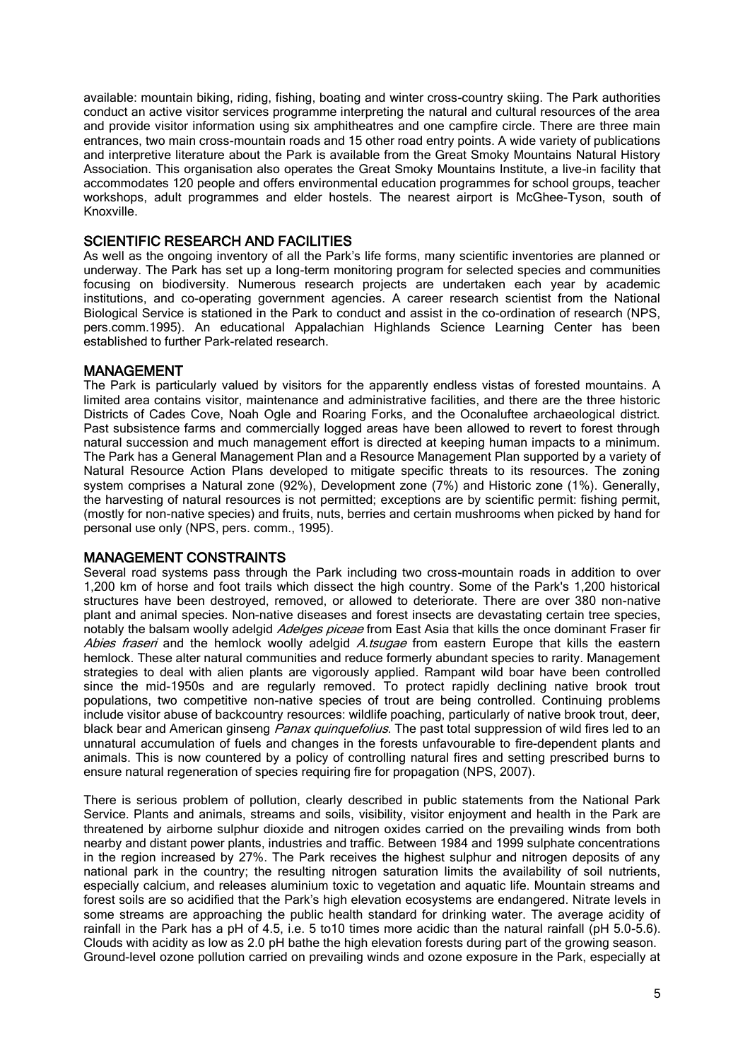available: mountain biking, riding, fishing, boating and winter cross-country skiing. The Park authorities conduct an active visitor services programme interpreting the natural and cultural resources of the area and provide visitor information using six amphitheatres and one campfire circle. There are three main entrances, two main cross-mountain roads and 15 other road entry points. A wide variety of publications and interpretive literature about the Park is available from the Great Smoky Mountains Natural History Association. This organisation also operates the Great Smoky Mountains Institute, a live-in facility that accommodates 120 people and offers environmental education programmes for school groups, teacher workshops, adult programmes and elder hostels. The nearest airport is McGhee-Tyson, south of Knoxville.

## SCIENTIFIC RESEARCH AND FACILITIES

As well as the ongoing inventory of all the Park's life forms, many scientific inventories are planned or underway. The Park has set up a long-term monitoring program for selected species and communities focusing on biodiversity. Numerous research projects are undertaken each year by academic institutions, and co-operating government agencies. A career research scientist from the National Biological Service is stationed in the Park to conduct and assist in the co-ordination of research (NPS, pers.comm.1995). An educational Appalachian Highlands Science Learning Center has been established to further Park-related research.

## MANAGEMENT

The Park is particularly valued by visitors for the apparently endless vistas of forested mountains. A limited area contains visitor, maintenance and administrative facilities, and there are the three historic Districts of Cades Cove, Noah Ogle and Roaring Forks, and the Oconaluftee archaeological district. Past subsistence farms and commercially logged areas have been allowed to revert to forest through natural succession and much management effort is directed at keeping human impacts to a minimum. The Park has a General Management Plan and a Resource Management Plan supported by a variety of Natural Resource Action Plans developed to mitigate specific threats to its resources. The zoning system comprises a Natural zone (92%), Development zone (7%) and Historic zone (1%). Generally, the harvesting of natural resources is not permitted; exceptions are by scientific permit: fishing permit, (mostly for non-native species) and fruits, nuts, berries and certain mushrooms when picked by hand for personal use only (NPS, pers. comm., 1995).

## MANAGEMENT CONSTRAINTS

Several road systems pass through the Park including two cross-mountain roads in addition to over 1,200 km of horse and foot trails which dissect the high country. Some of the Park's 1,200 historical structures have been destroyed, removed, or allowed to deteriorate. There are over 380 non-native plant and animal species. Non-native diseases and forest insects are devastating certain tree species, notably the balsam woolly adelgid *Adelges piceae* from East Asia that kills the once dominant Fraser fir *Abies fraseri* and the hemlock woolly adelgid *A.tsugae* from eastern Europe that kills the eastern hemlock. These alter natural communities and reduce formerly abundant species to rarity. Management strategies to deal with alien plants are vigorously applied. Rampant wild boar have been controlled since the mid-1950s and are regularly removed. To protect rapidly declining native brook trout populations, two competitive non-native species of trout are being controlled. Continuing problems include visitor abuse of backcountry resources: wildlife poaching, particularly of native brook trout, deer, black bear and American ginseng *Panax quinquefolius*. The past total suppression of wild fires led to an unnatural accumulation of fuels and changes in the forests unfavourable to fire-dependent plants and animals. This is now countered by a policy of controlling natural fires and setting prescribed burns to ensure natural regeneration of species requiring fire for propagation (NPS, 2007).

There is serious problem of pollution, clearly described in public statements from the National Park Service. Plants and animals, streams and soils, visibility, visitor enjoyment and health in the Park are threatened by airborne sulphur dioxide and nitrogen oxides carried on the prevailing winds from both nearby and distant power plants, industries and traffic. Between 1984 and 1999 sulphate concentrations in the region increased by 27%. The Park receives the highest sulphur and nitrogen deposits of any national park in the country; the resulting nitrogen saturation limits the availability of soil nutrients, especially calcium, and releases aluminium toxic to vegetation and aquatic life. Mountain streams and forest soils are so acidified that the Park's high elevation ecosystems are endangered. Nitrate levels in some streams are approaching the public health standard for drinking water. The average acidity of rainfall in the Park has a pH of 4.5, i.e. 5 to10 times more acidic than the natural rainfall (pH 5.0-5.6). Clouds with acidity as low as 2.0 pH bathe the high elevation forests during part of the growing season. Ground-level ozone pollution carried on prevailing winds and ozone exposure in the Park, especially at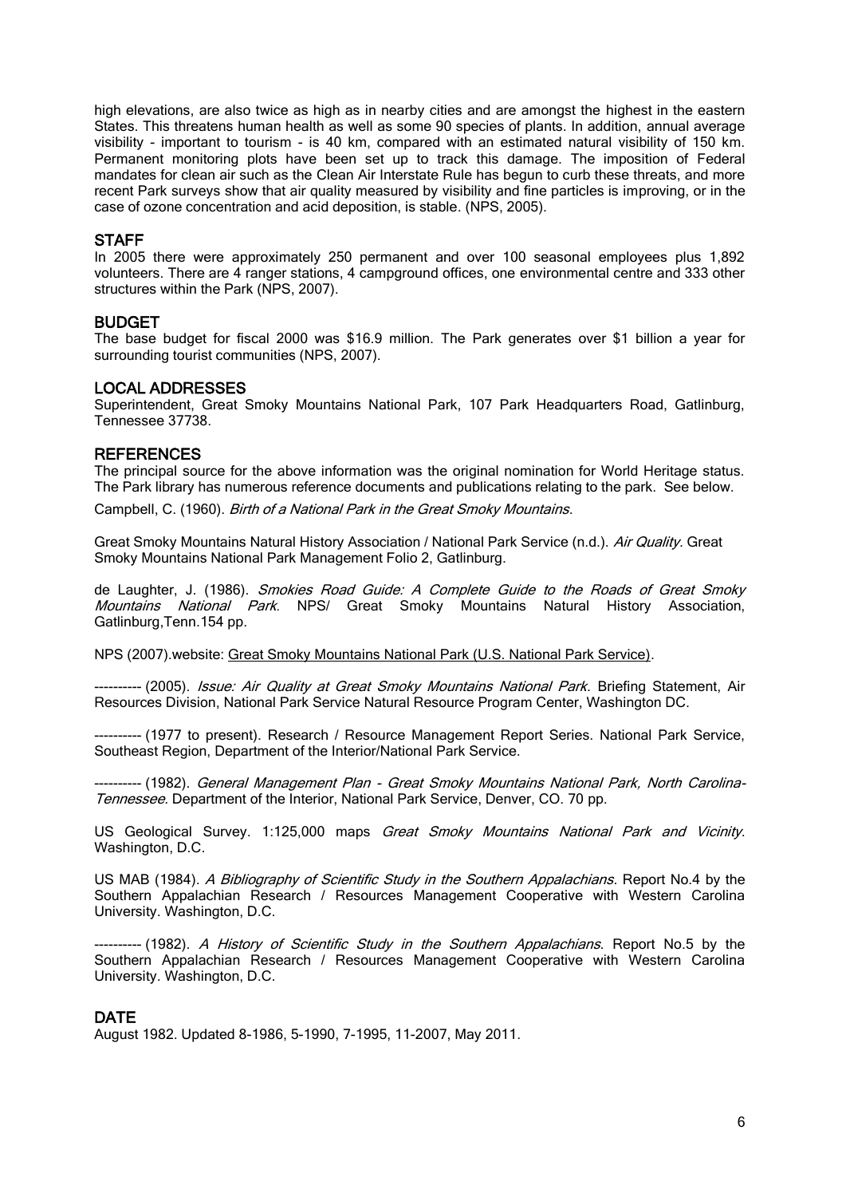high elevations, are also twice as high as in nearby cities and are amongst the highest in the eastern States. This threatens human health as well as some 90 species of plants. In addition, annual average visibility - important to tourism - is 40 km, compared with an estimated natural visibility of 150 km. Permanent monitoring plots have been set up to track this damage. The imposition of Federal mandates for clean air such as the Clean Air Interstate Rule has begun to curb these threats, and more recent Park surveys show that air quality measured by visibility and fine particles is improving, or in the case of ozone concentration and acid deposition, is stable. (NPS, 2005).

## STAFF

In 2005 there were approximately 250 permanent and over 100 seasonal employees plus 1,892 volunteers. There are 4 ranger stations, 4 campground offices, one environmental centre and 333 other structures within the Park (NPS, 2007).

## BUDGET

The base budget for fiscal 2000 was $16.9 million. The Park generates over $1 billion a year for surrounding tourist communities (NPS, 2007).

## LOCAL ADDRESSES

Superintendent, Great Smoky Mountains National Park, 107 Park Headquarters Road, Gatlinburg, Tennessee 37738.

## REFERENCES

The principal source for the above information was the original nomination for World Heritage status. The Park library has numerous reference documents and publications relating to the park. See below.

Campbell, C. (1960). *Birth of a National Park in the Great Smoky Mountains*.

Great Smoky Mountains Natural History Association / National Park Service (n.d.). *Air Quality.* Great Smoky Mountains National Park Management Folio 2, Gatlinburg.

de Laughter, J. (1986). *Smokies Road Guide: A Complete Guide to the Roads of Great Smoky Mountains National Park*. NPS/ Great Smoky Mountains Natural History Association, Gatlinburg,Tenn.154 pp.

NPS (2007).website: Great Smoky Mountains National Park (U.S. National Park Service).

---------- (2005). *Issue: Air Quality at Great Smoky Mountains National Park*. Briefing Statement, Air Resources Division, National Park Service Natural Resource Program Center, Washington DC.

---------- (1977 to present). Research / Resource Management Report Series. National Park Service, Southeast Region, Department of the Interior/National Park Service.

---------- (1982). *General Management Plan - Great Smoky Mountains National Park, North Carolina-Tennessee*. Department of the Interior, National Park Service, Denver, CO. 70 pp.

US Geological Survey. 1:125,000 maps *Great Smoky Mountains National Park and Vicinity*. Washington, D.C.

US MAB (1984). *A Bibliography of Scientific Study in the Southern Appalachians*. Report No.4 by the Southern Appalachian Research / Resources Management Cooperative with Western Carolina University. Washington, D.C.

---------- (1982). *A History of Scientific Study in the Southern Appalachians*. Report No.5 by the Southern Appalachian Research / Resources Management Cooperative with Western Carolina University. Washington, D.C.

## DATE

August 1982. Updated 8-1986, 5-1990, 7-1995, 11-2007, May 2011.